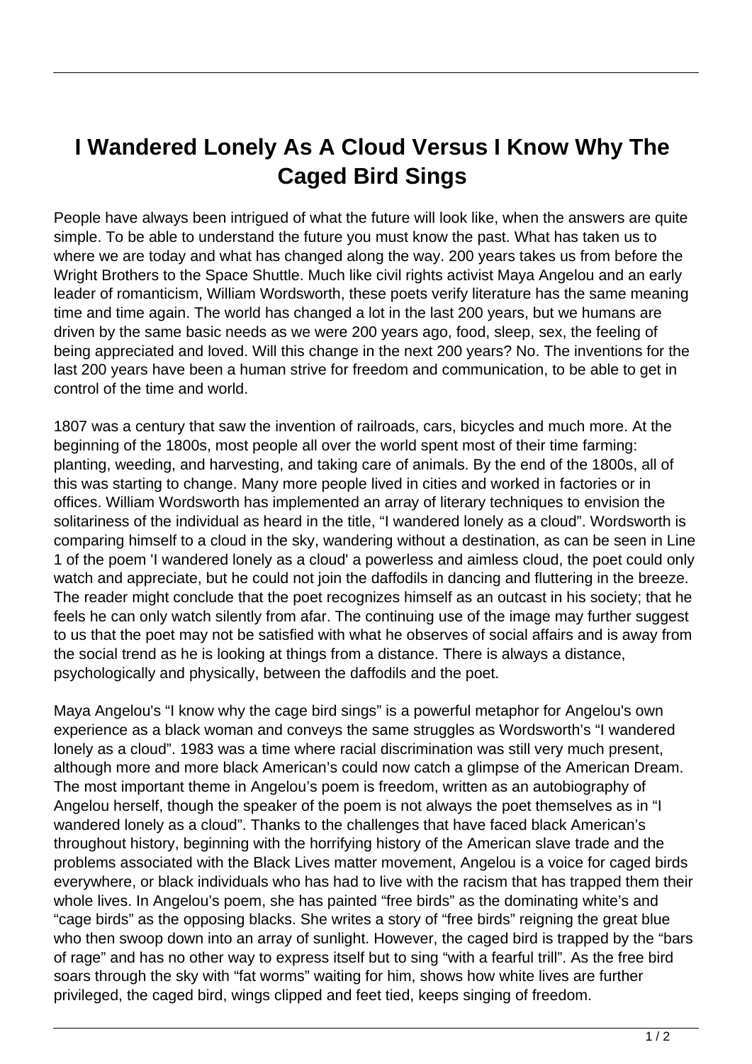# I Wandered Lonely As A Cloud Versus I Know Why The Caged Bird Sings

People have always been intrigued of what the future will look like, when the answers are quite simple. To be able to understand the future you must know the past. What has taken us to where we are today and what has changed along the way. 200 years takes us from before the Wright Brothers to the Space Shuttle. Much like civil rights activist Maya Angelou and an early leader of romanticism, William Wordsworth, these poets verify literature has the same meaning time and time again. The world has changed a lot in the last 200 years, but we humans are driven by the same basic needs as we were 200 years ago, food, sleep, sex, the feeling of being appreciated and loved. Will this change in the next 200 years? No. The inventions for the last 200 years have been a human strive for freedom and communication, to be able to get in control of the time and world.

1807 was a century that saw the invention of railroads, cars, bicycles and much more. At the beginning of the 1800s, most people all over the world spent most of their time farming: planting, weeding, and harvesting, and taking care of animals. By the end of the 1800s, all of this was starting to change. Many more people lived in cities and worked in factories or in offices. William Wordsworth has implemented an array of literary techniques to envision the solitariness of the individual as heard in the title, "I wandered lonely as a cloud". Wordsworth is comparing himself to a cloud in the sky, wandering without a destination, as can be seen in Line 1 of the poem 'I wandered lonely as a cloud' a powerless and aimless cloud, the poet could only watch and appreciate, but he could not join the daffodils in dancing and fluttering in the breeze. The reader might conclude that the poet recognizes himself as an outcast in his society; that he feels he can only watch silently from afar. The continuing use of the image may further suggest to us that the poet may not be satisfied with what he observes of social affairs and is away from the social trend as he is looking at things from a distance. There is always a distance, psychologically and physically, between the daffodils and the poet.

Maya Angelou's "I know why the cage bird sings" is a powerful metaphor for Angelou's own experience as a black woman and conveys the same struggles as Wordsworth's "I wandered lonely as a cloud". 1983 was a time where racial discrimination was still very much present, although more and more black American's could now catch a glimpse of the American Dream. The most important theme in Angelou's poem is freedom, written as an autobiography of Angelou herself, though the speaker of the poem is not always the poet themselves as in "I wandered lonely as a cloud". Thanks to the challenges that have faced black American's throughout history, beginning with the horrifying history of the American slave trade and the problems associated with the Black Lives matter movement, Angelou is a voice for caged birds everywhere, or black individuals who has had to live with the racism that has trapped them their whole lives. In Angelou's poem, she has painted "free birds" as the dominating white's and "cage birds" as the opposing blacks. She writes a story of "free birds" reigning the great blue who then swoop down into an array of sunlight. However, the caged bird is trapped by the "bars of rage" and has no other way to express itself but to sing "with a fearful trill". As the free bird soars through the sky with "fat worms" waiting for him, shows how white lives are further privileged, the caged bird, wings clipped and feet tied, keeps singing of freedom.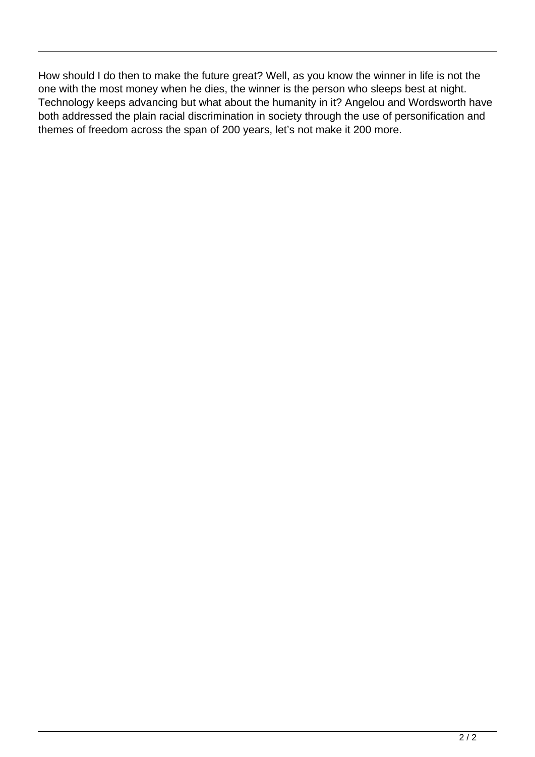How should I do then to make the future great? Well, as you know the winner in life is not the one with the most money when he dies, the winner is the person who sleeps best at night. Technology keeps advancing but what about the humanity in it? Angelou and Wordsworth have both addressed the plain racial discrimination in society through the use of personification and themes of freedom across the span of 200 years, let's not make it 200 more.